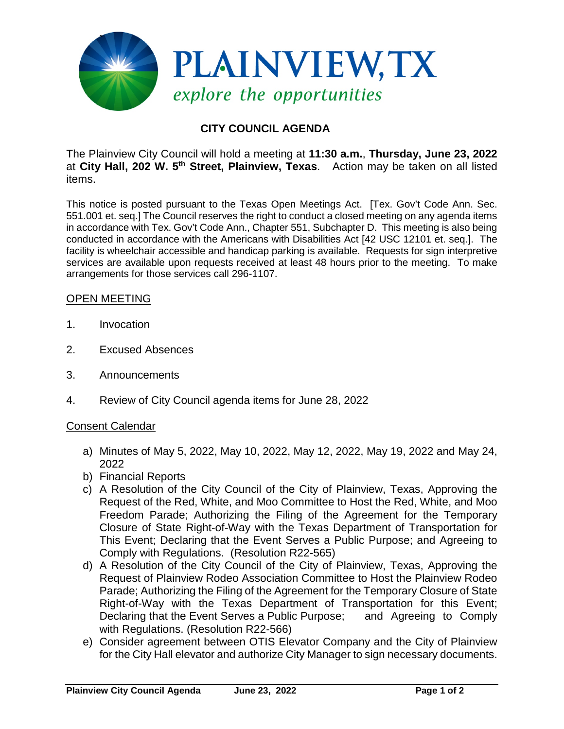PLAINVIEW, TX

*explore the opportunities*

# CITY COUNCIL AGENDA

The Plainview City Council will hold a meeting at **11:30 a.m.**, **Thursday, June 23, 2022** at **City Hall, 202 W. 5th Street, Plainview, Texas**. Action may be taken on all listed items.

This notice is posted pursuant to the Texas Open Meetings Act. [Tex. Gov't Code Ann. Sec. 551.001 et. seq.] The Council reserves the right to conduct a closed meeting on any agenda items in accordance with Tex. Gov't Code Ann., Chapter 551, Subchapter D. This meeting is also being conducted in accordance with the Americans with Disabilities Act [42 USC 12101 et. seq.]. The facility is wheelchair accessible and handicap parking is available. Requests for sign interpretive services are available upon requests received at least 48 hours prior to the meeting. To make arrangements for those services call 296-1107.

## OPEN MEETING

1. Invocation
2. Excused Absences
3. Announcements
4. Review of City Council agenda items for June 28, 2022

## Consent Calendar

a) Minutes of May 5, 2022, May 10, 2022, May 12, 2022, May 19, 2022 and May 24, 2022
b) Financial Reports
c) A Resolution of the City Council of the City of Plainview, Texas, Approving the Request of the Red, White, and Moo Committee to Host the Red, White, and Moo Freedom Parade; Authorizing the Filing of the Agreement for the Temporary Closure of State Right-of-Way with the Texas Department of Transportation for This Event; Declaring that the Event Serves a Public Purpose; and Agreeing to Comply with Regulations. (Resolution R22-565)
d) A Resolution of the City Council of the City of Plainview, Texas, Approving the Request of Plainview Rodeo Association Committee to Host the Plainview Rodeo Parade; Authorizing the Filing of the Agreement for the Temporary Closure of State Right-of-Way with the Texas Department of Transportation for this Event; Declaring that the Event Serves a Public Purpose; and Agreeing to Comply with Regulations. (Resolution R22-566)
e) Consider agreement between OTIS Elevator Company and the City of Plainview for the City Hall elevator and authorize City Manager to sign necessary documents.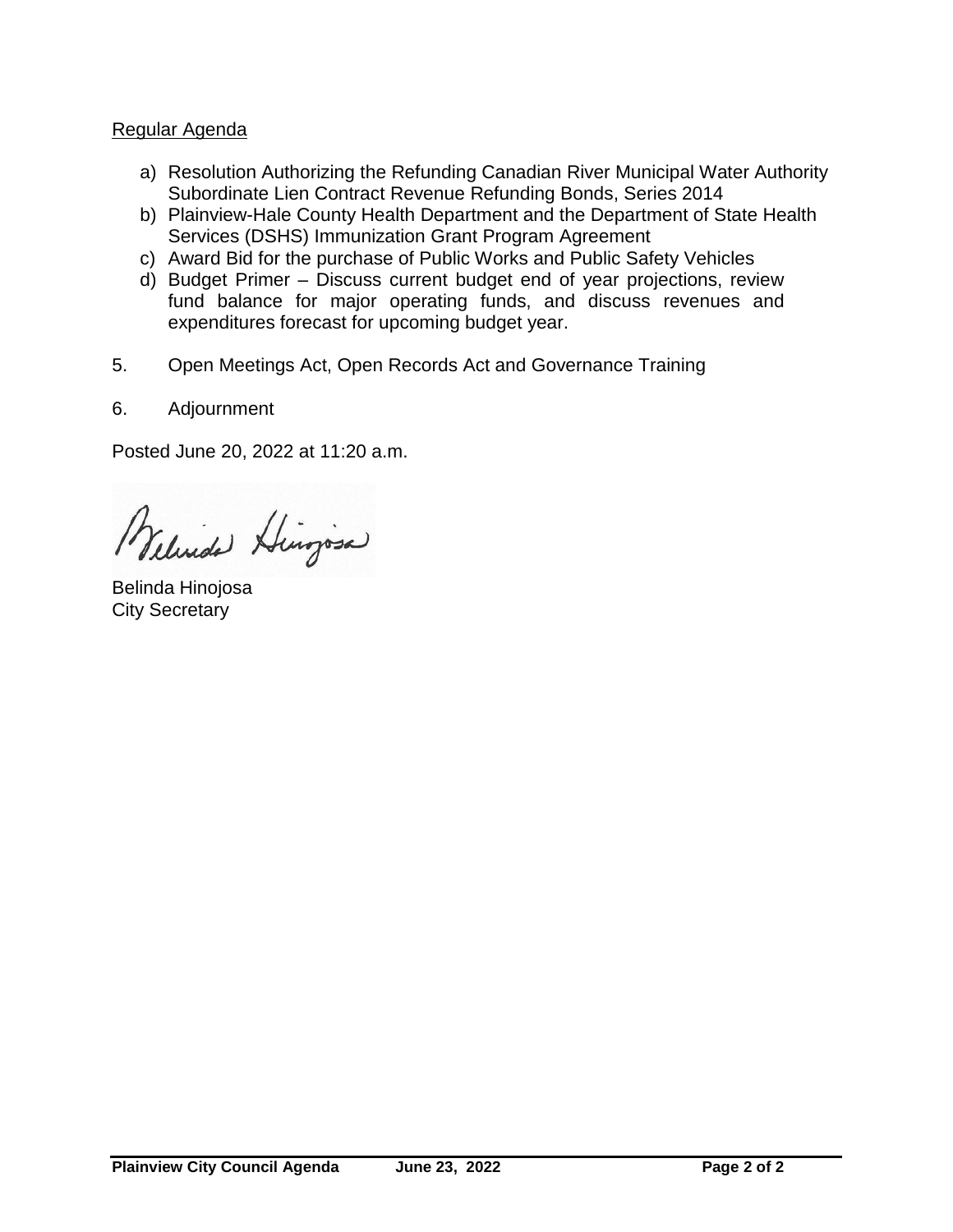Regular Agenda

a) Resolution Authorizing the Refunding Canadian River Municipal Water Authority Subordinate Lien Contract Revenue Refunding Bonds, Series 2014
b) Plainview-Hale County Health Department and the Department of State Health Services (DSHS) Immunization Grant Program Agreement
c) Award Bid for the purchase of Public Works and Public Safety Vehicles
d) Budget Primer – Discuss current budget end of year projections, review fund balance for major operating funds, and discuss revenues and expenditures forecast for upcoming budget year.

5. Open Meetings Act, Open Records Act and Governance Training

6. Adjournment

Posted June 20, 2022 at 11:20 a.m.

Belinda Hinojosa
City Secretary